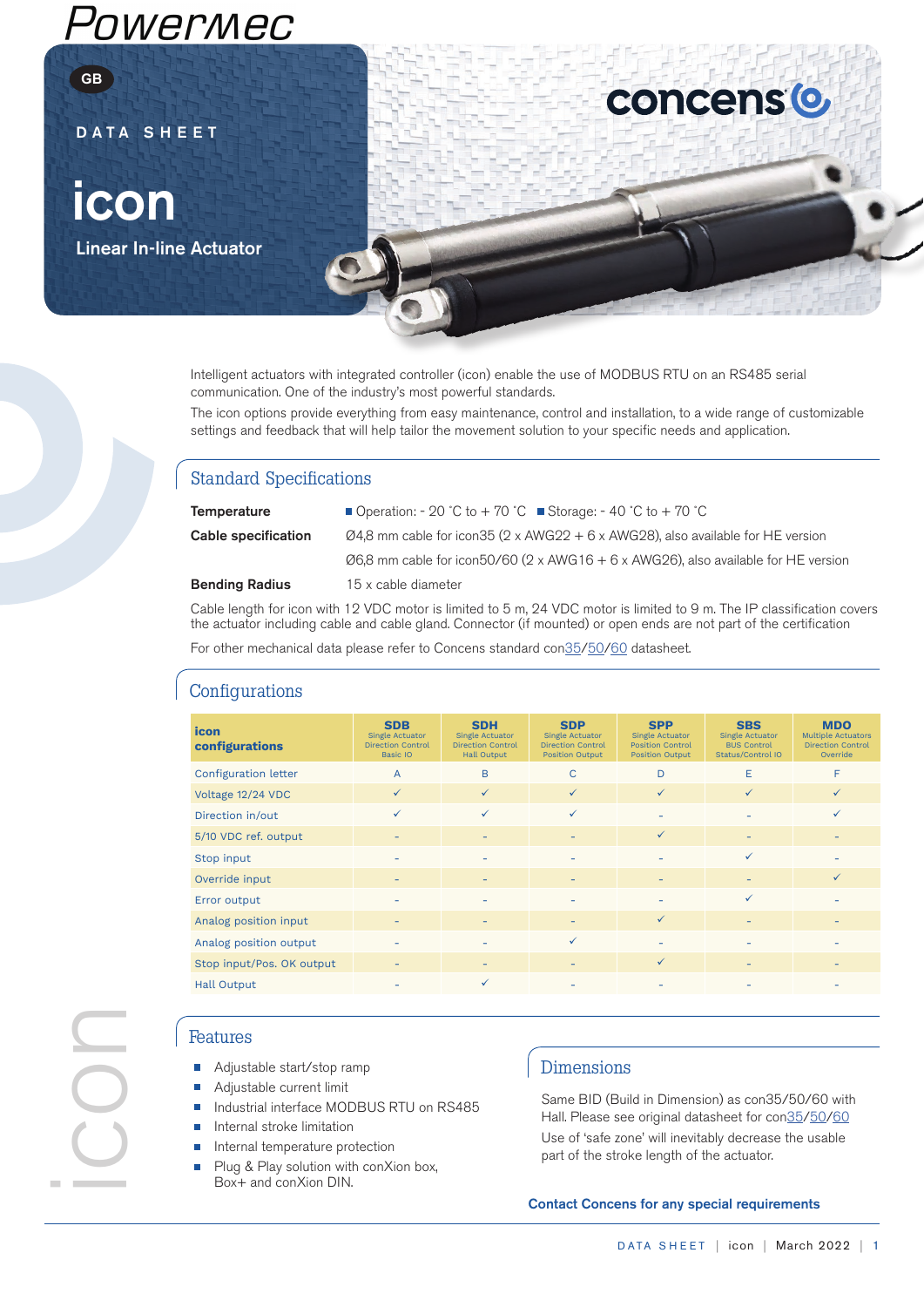PowerMec

GB

DATA SHEET

# icon

Linear In-line Actuator

concens

Intelligent actuators with integrated controller (icon) enable the use of MODBUS RTU on an RS485 serial communication. One of the industry's most powerful standards.

The icon options provide everything from easy maintenance, control and installation, to a wide range of customizable settings and feedback that will help tailor the movement solution to your specific needs and application.

## Standard Specifications

| | |
|---|---|
| **Temperature** | ■ Operation: - 20 ˚C to + 70 ˚C ■ Storage: - 40 ˚C to + 70 ˚C |
| **Cable specification** | Ø4,8 mm cable for icon35 (2 x AWG22 + 6 x AWG28), also available for HE version |
| | Ø6,8 mm cable for icon50/60 (2 x AWG16 + 6 x AWG26), also available for HE version |
| **Bending Radius** | 15 x cable diameter |

Cable length for icon with 12 VDC motor is limited to 5 m, 24 VDC motor is limited to 9 m. The IP classification covers the actuator including cable and cable gland. Connector (if mounted) or open ends are not part of the certification

For other mechanical data please refer to Concens standard con35/50/60 datasheet.

## Configurations

| **icon configurations** | **SDB** Single Actuator Direction Control Basic IO | **SDH** Single Actuator Direction Control Hall Output | **SDP** Single Actuator Direction Control Position Output | **SPP** Single Actuator Position Control Position Output | **SBS** Single Actuator BUS Control Status/Control IO | **MDO** Multiple Actuators Direction Control Override |
|---|---|---|---|---|---|---|
| Configuration letter | A | B | C | D | E | F |
| Voltage 12/24 VDC | ✓ | ✓ | ✓ | ✓ | ✓ | ✓ |
| Direction in/out | ✓ | ✓ | ✓ | - | - | ✓ |
| 5/10 VDC ref. output | - | - | - | ✓ | - | - |
| Stop input | - | - | - | - | ✓ | - |
| Override input | - | - | - | - | - | ✓ |
| Error output | - | - | - | - | ✓ | - |
| Analog position input | - | - | - | ✓ | - | - |
| Analog position output | - | - | ✓ | - | - | - |
| Stop input/Pos. OK output | - | - | - | ✓ | - | - |
| Hall Output | - | ✓ | - | - | - | - |

## Features

- Adjustable start/stop ramp
- Adjustable current limit
- Industrial interface MODBUS RTU on RS485
- Internal stroke limitation
- Internal temperature protection
- Plug & Play solution with conXion box, Box+ and conXion DIN.

## Dimensions

Same BID (Build in Dimension) as con35/50/60 with Hall. Please see original datasheet for con35/50/60

Use of 'safe zone' will inevitably decrease the usable part of the stroke length of the actuator.

**Contact Concens for any special requirements**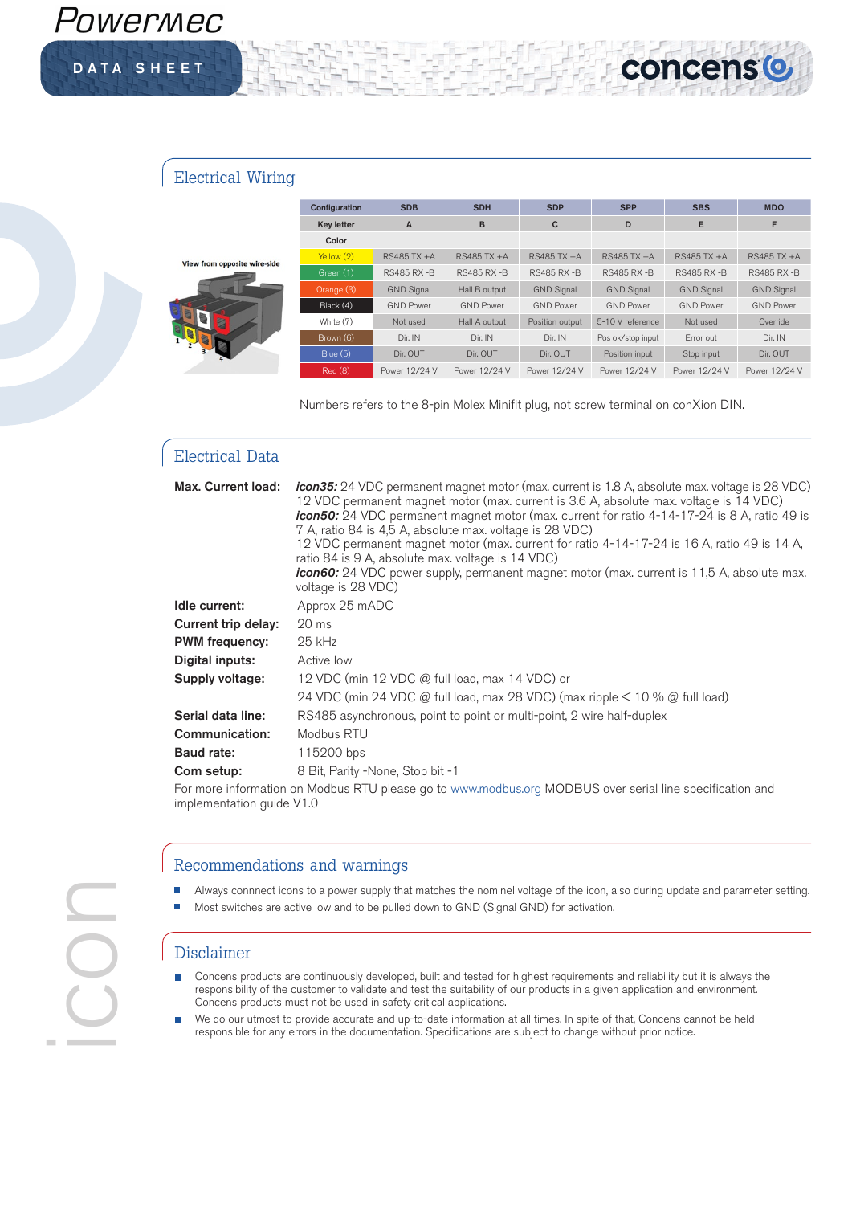## Electrical Wiring

View from opposite wire-side

| Configuration | SDB | SDH | SDP | SPP | SBS | MDO |
|---|---|---|---|---|---|---|
| Key letter | A | B | C | D | E | F |
| Color | | | | | | |
| Yellow (2) | RS485 TX +A | RS485 TX +A | RS485 TX +A | RS485 TX +A | RS485 TX +A | RS485 TX +A |
| Green (1) | RS485 RX -B | RS485 RX -B | RS485 RX -B | RS485 RX -B | RS485 RX -B | RS485 RX -B |
| Orange (3) | GND Signal | Hall B output | GND Signal | GND Signal | GND Signal | GND Signal |
| Black (4) | GND Power | GND Power | GND Power | GND Power | GND Power | GND Power |
| White (7) | Not used | Hall A output | Position output | 5-10 V reference | Not used | Override |
| Brown (6) | Dir. IN | Dir. IN | Dir. IN | Pos ok/stop input | Error out | Dir. IN |
| Blue (5) | Dir. OUT | Dir. OUT | Dir. OUT | Position input | Stop input | Dir. OUT |
| Red (8) | Power 12/24 V | Power 12/24 V | Power 12/24 V | Power 12/24 V | Power 12/24 V | Power 12/24 V |

Numbers refers to the 8-pin Molex Minifit plug, not screw terminal on conXion DIN.

## Electrical Data

**Max. Current load:** ***icon35:*** 24 VDC permanent magnet motor (max. current is 1.8 A, absolute max. voltage is 28 VDC) 12 VDC permanent magnet motor (max. current is 3.6 A, absolute max. voltage is 14 VDC)
***icon50:*** 24 VDC permanent magnet motor (max. current for ratio 4-14-17-24 is 8 A, ratio 49 is 7 A, ratio 84 is 4,5 A, absolute max. voltage is 28 VDC)
12 VDC permanent magnet motor (max. current for ratio 4-14-17-24 is 16 A, ratio 49 is 14 A, ratio 84 is 9 A, absolute max. voltage is 14 VDC)
***icon60:*** 24 VDC power supply, permanent magnet motor (max. current is 11,5 A, absolute max. voltage is 28 VDC)

**Idle current:** Approx 25 mADC

**Current trip delay:** 20 ms

**PWM frequency:** 25 kHz

**Digital inputs:** Active low

**Supply voltage:** 12 VDC (min 12 VDC @ full load, max 14 VDC) or
24 VDC (min 24 VDC @ full load, max 28 VDC) (max ripple < 10 % @ full load)

**Serial data line:** RS485 asynchronous, point to point or multi-point, 2 wire half-duplex

**Communication:** Modbus RTU

**Baud rate:** 115200 bps

**Com setup:** 8 Bit, Parity -None, Stop bit -1

For more information on Modbus RTU please go to www.modbus.org MODBUS over serial line specification and implementation guide V1.0

## Recommendations and warnings

- Always connnect icons to a power supply that matches the nominel voltage of the icon, also during update and parameter setting.
- Most switches are active low and to be pulled down to GND (Signal GND) for activation.

## Disclaimer

- Concens products are continuously developed, built and tested for highest requirements and reliability but it is always the responsibility of the customer to validate and test the suitability of our products in a given application and environment. Concens products must not be used in safety critical applications.
- We do our utmost to provide accurate and up-to-date information at all times. In spite of that, Concens cannot be held responsible for any errors in the documentation. Specifications are subject to change without prior notice.